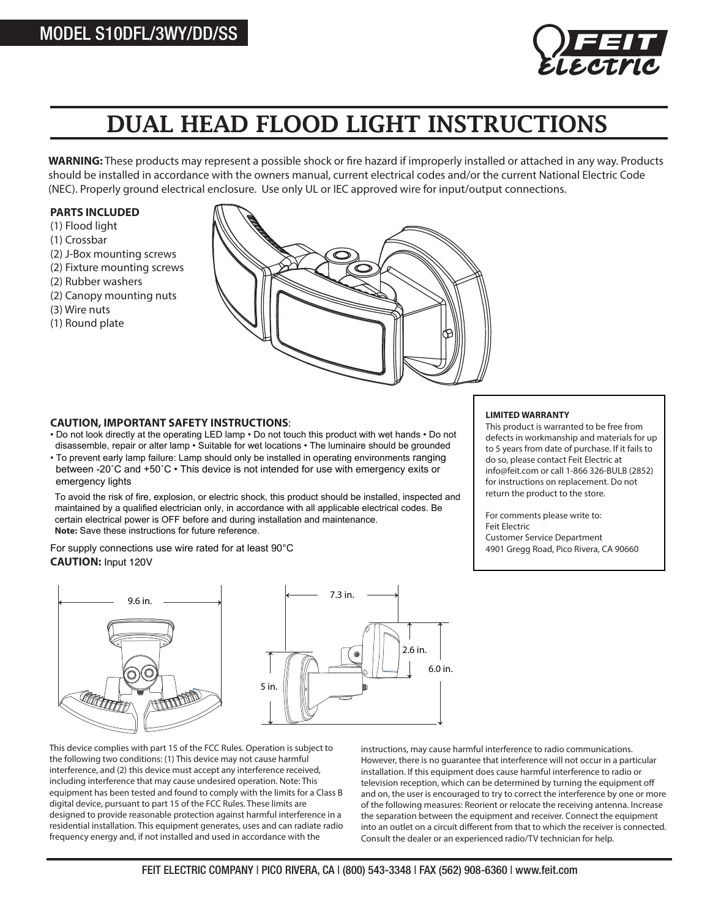MODEL S10DFL/3WY/DD/SS

# DUAL HEAD FLOOD LIGHT INSTRUCTIONS

**WARNING:** These products may represent a possible shock or fire hazard if improperly installed or attached in any way. Products should be installed in accordance with the owners manual, current electrical codes and/or the current National Electric Code (NEC). Properly ground electrical enclosure. Use only UL or IEC approved wire for input/output connections.

**PARTS INCLUDED**

(1) Flood light
(1) Crossbar
(2) J-Box mounting screws
(2) Fixture mounting screws
(2) Rubber washers
(2) Canopy mounting nuts
(3) Wire nuts
(1) Round plate

**CAUTION, IMPORTANT SAFETY INSTRUCTIONS**:

- Do not look directly at the operating LED lamp • Do not touch this product with wet hands • Do not disassemble, repair or alter lamp • Suitable for wet locations • The luminaire should be grounded
- To prevent early lamp failure: Lamp should only be installed in operating environments ranging between -20˚C and +50˚C • This device is not intended for use with emergency exits or emergency lights

To avoid the risk of fire, explosion, or electric shock, this product should be installed, inspected and maintained by a qualified electrician only, in accordance with all applicable electrical codes. Be certain electrical power is OFF before and during installation and maintenance.
**Note:** Save these instructions for future reference.

For supply connections use wire rated for at least 90°C
**CAUTION:** Input 120V

**LIMITED WARRANTY**

This product is warranted to be free from defects in workmanship and materials for up to 5 years from date of purchase. If it fails to do so, please contact Feit Electric at info@feit.com or call 1-866 326-BULB (2852) for instructions on replacement. Do not return the product to the store.

For comments please write to:
Feit Electric
Customer Service Department
4901 Gregg Road, Pico Rivera, CA 90660

9.6 in. 7.3 in. 2.6 in. 6.0 in. 5 in.

This device complies with part 15 of the FCC Rules. Operation is subject to the following two conditions: (1) This device may not cause harmful interference, and (2) this device must accept any interference received, including interference that may cause undesired operation. Note: This equipment has been tested and found to comply with the limits for a Class B digital device, pursuant to part 15 of the FCC Rules. These limits are designed to provide reasonable protection against harmful interference in a residential installation. This equipment generates, uses and can radiate radio frequency energy and, if not installed and used in accordance with the instructions, may cause harmful interference to radio communications. However, there is no guarantee that interference will not occur in a particular installation. If this equipment does cause harmful interference to radio or television reception, which can be determined by turning the equipment off and on, the user is encouraged to try to correct the interference by one or more of the following measures: Reorient or relocate the receiving antenna. Increase the separation between the equipment and receiver. Connect the equipment into an outlet on a circuit different from that to which the receiver is connected. Consult the dealer or an experienced radio/TV technician for help.

FEIT ELECTRIC COMPANY | PICO RIVERA, CA | (800) 543-3348 | FAX (562) 908-6360 | www.feit.com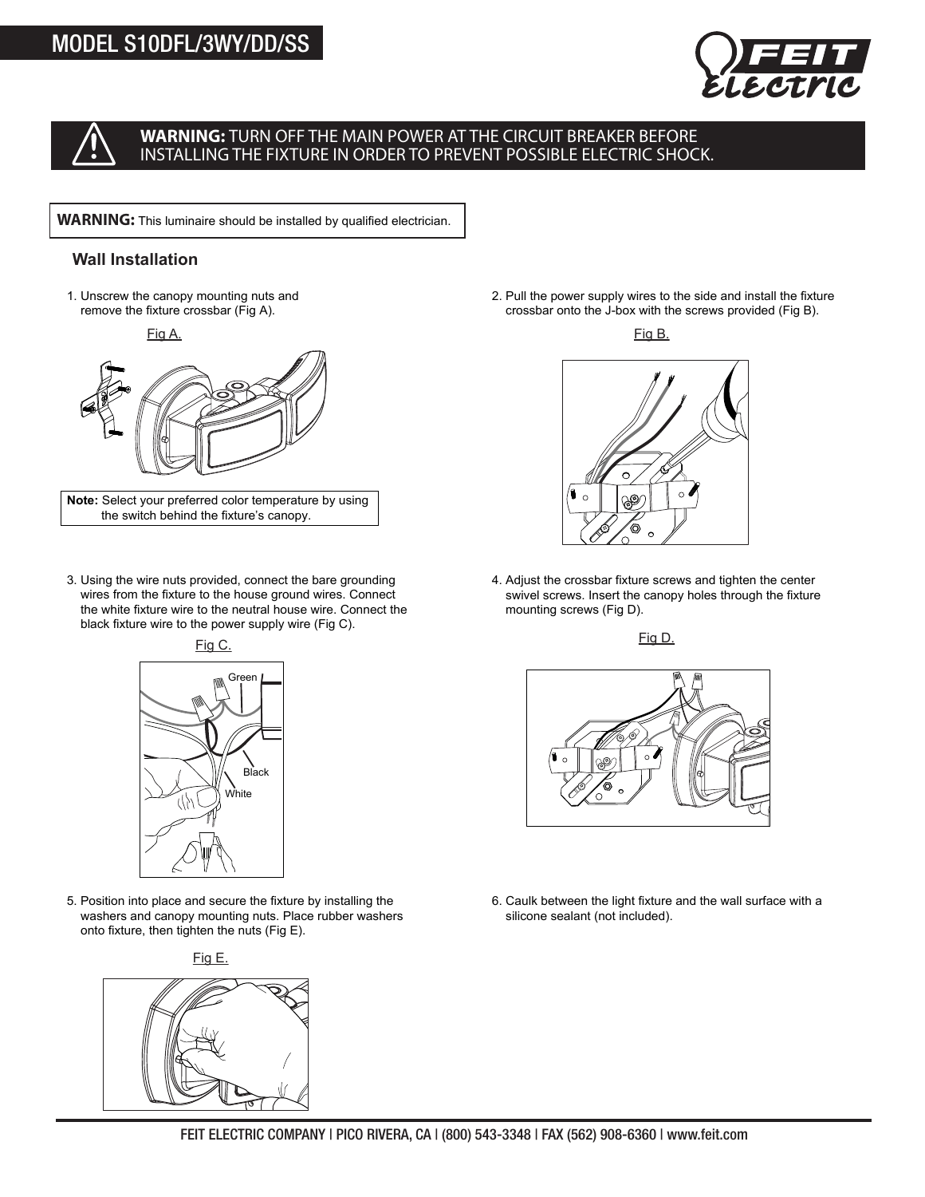# MODEL S10DFL/3WY/DD/SS

**WARNING:** TURN OFF THE MAIN POWER AT THE CIRCUIT BREAKER BEFORE INSTALLING THE FIXTURE IN ORDER TO PREVENT POSSIBLE ELECTRIC SHOCK.

**WARNING:** This luminaire should be installed by qualified electrician.

## Wall Installation

1. Unscrew the canopy mounting nuts and remove the fixture crossbar (Fig A).

Fig A.

**Note:** Select your preferred color temperature by using the switch behind the fixture's canopy.

2. Pull the power supply wires to the side and install the fixture crossbar onto the J-box with the screws provided (Fig B).

Fig B.

3. Using the wire nuts provided, connect the bare grounding wires from the fixture to the house ground wires. Connect the white fixture wire to the neutral house wire. Connect the black fixture wire to the power supply wire (Fig C).

Fig C.

Green

Black

White

4. Adjust the crossbar fixture screws and tighten the center swivel screws. Insert the canopy holes through the fixture mounting screws (Fig D).

Fig D.

5. Position into place and secure the fixture by installing the washers and canopy mounting nuts. Place rubber washers onto fixture, then tighten the nuts (Fig E).

Fig E.

6. Caulk between the light fixture and the wall surface with a silicone sealant (not included).

FEIT ELECTRIC COMPANY | PICO RIVERA, CA | (800) 543-3348 | FAX (562) 908-6360 | www.feit.com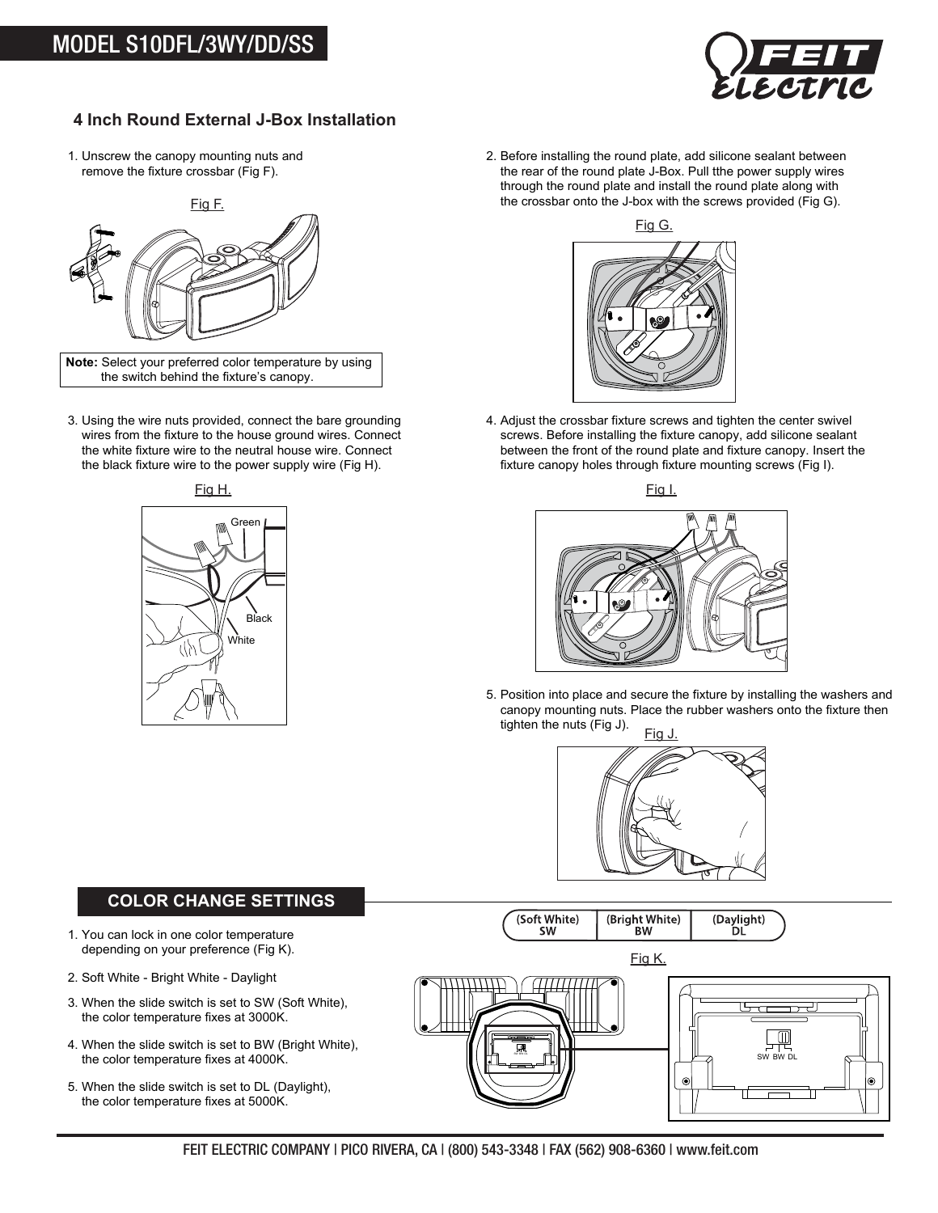# MODEL S10DFL/3WY/DD/SS

## 4 Inch Round External J-Box Installation

1. Unscrew the canopy mounting nuts and remove the fixture crossbar (Fig F).

Fig F.

**Note:** Select your preferred color temperature by using the switch behind the fixture's canopy.

2. Before installing the round plate, add silicone sealant between the rear of the round plate J-Box. Pull tthe power supply wires through the round plate and install the round plate along with the crossbar onto the J-box with the screws provided (Fig G).

Fig G.

3. Using the wire nuts provided, connect the bare grounding wires from the fixture to the house ground wires. Connect the white fixture wire to the neutral house wire. Connect the black fixture wire to the power supply wire (Fig H).

Fig H.

Green

Black

White

4. Adjust the crossbar fixture screws and tighten the center swivel screws. Before installing the fixture canopy, add silicone sealant between the front of the round plate and fixture canopy. Insert the fixture canopy holes through fixture mounting screws (Fig I).

Fig I.

5. Position into place and secure the fixture by installing the washers and canopy mounting nuts. Place the rubber washers onto the fixture then tighten the nuts (Fig J).

Fig J.

## COLOR CHANGE SETTINGS

1. You can lock in one color temperature depending on your preference (Fig K).
2. Soft White - Bright White - Daylight
3. When the slide switch is set to SW (Soft White), the color temperature fixes at 3000K.
4. When the slide switch is set to BW (Bright White), the color temperature fixes at 4000K.
5. When the slide switch is set to DL (Daylight), the color temperature fixes at 5000K.

(Soft White) SW | (Bright White) BW | (Daylight) DL

Fig K.

SW BW DL

FEIT ELECTRIC COMPANY | PICO RIVERA, CA | (800) 543-3348 | FAX (562) 908-6360 | www.feit.com